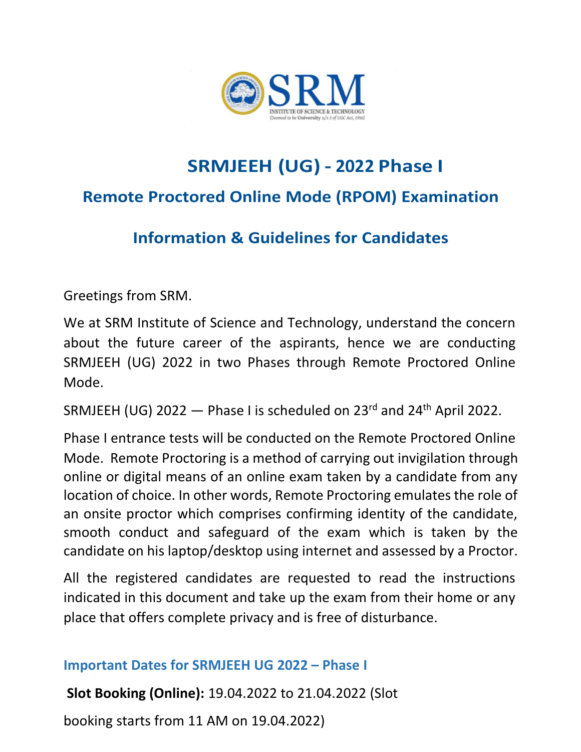# SRMJEEH (UG) - 2022 Phase I

## Remote Proctored Online Mode (RPOM) Examination

## Information & Guidelines for Candidates

Greetings from SRM.

We at SRM Institute of Science and Technology, understand the concern about the future career of the aspirants, hence we are conducting SRMJEEH (UG) 2022 in two Phases through Remote Proctored Online Mode.

SRMJEEH (UG) 2022 — Phase I is scheduled on 23rd and 24th April 2022.

Phase I entrance tests will be conducted on the Remote Proctored Online Mode. Remote Proctoring is a method of carrying out invigilation through online or digital means of an online exam taken by a candidate from any location of choice. In other words, Remote Proctoring emulates the role of an onsite proctor which comprises confirming identity of the candidate, smooth conduct and safeguard of the exam which is taken by the candidate on his laptop/desktop using internet and assessed by a Proctor.

All the registered candidates are requested to read the instructions indicated in this document and take up the exam from their home or any place that offers complete privacy and is free of disturbance.

### Important Dates for SRMJEEH UG 2022 – Phase I

**Slot Booking (Online):** 19.04.2022 to 21.04.2022 (Slot booking starts from 11 AM on 19.04.2022)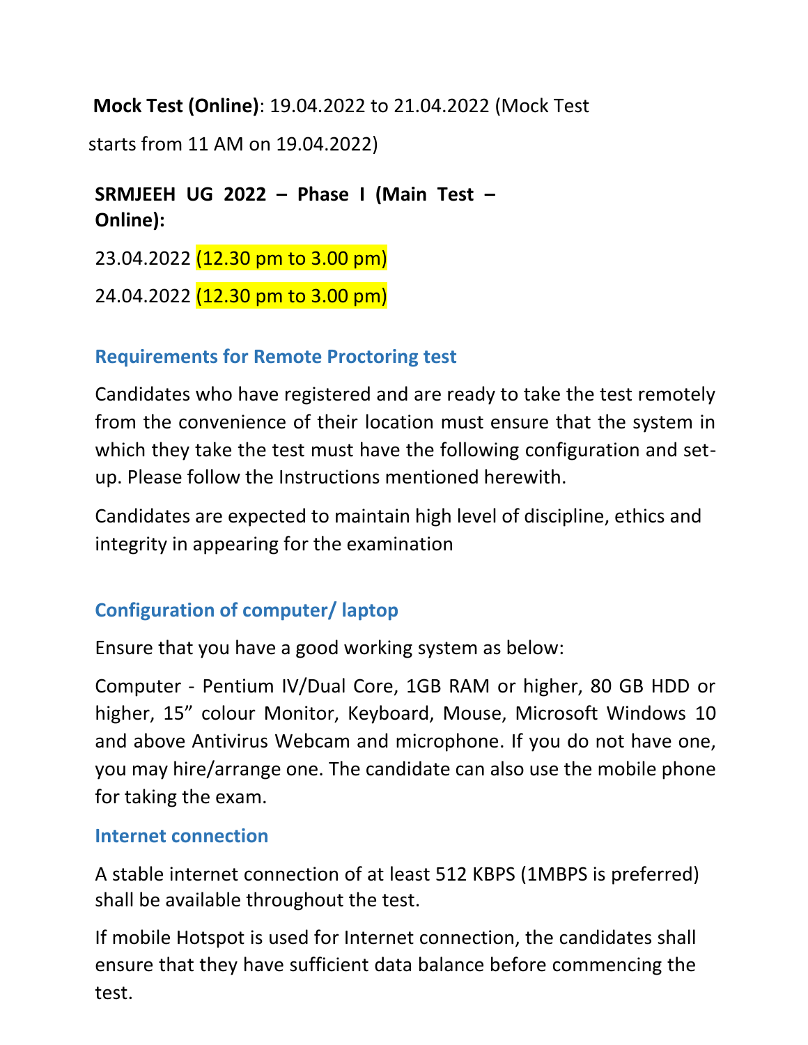**Mock Test (Online)**: 19.04.2022 to 21.04.2022 (Mock Test starts from 11 AM on 19.04.2022)

**SRMJEEH UG 2022 – Phase I (Main Test – Online):**

23.04.2022 (12.30 pm to 3.00 pm)

24.04.2022 (12.30 pm to 3.00 pm)

## Requirements for Remote Proctoring test

Candidates who have registered and are ready to take the test remotely from the convenience of their location must ensure that the system in which they take the test must have the following configuration and set-up. Please follow the Instructions mentioned herewith.

Candidates are expected to maintain high level of discipline, ethics and integrity in appearing for the examination

## Configuration of computer/ laptop

Ensure that you have a good working system as below:

Computer - Pentium IV/Dual Core, 1GB RAM or higher, 80 GB HDD or higher, 15” colour Monitor, Keyboard, Mouse, Microsoft Windows 10 and above Antivirus Webcam and microphone. If you do not have one, you may hire/arrange one. The candidate can also use the mobile phone for taking the exam.

## Internet connection

A stable internet connection of at least 512 KBPS (1MBPS is preferred) shall be available throughout the test.

If mobile Hotspot is used for Internet connection, the candidates shall ensure that they have sufficient data balance before commencing the test.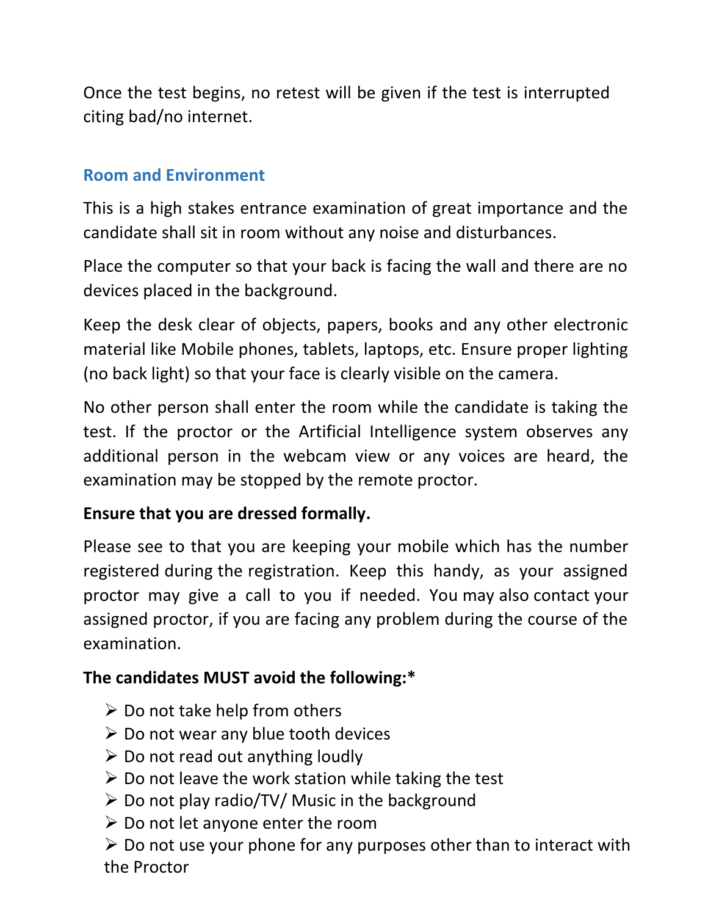Once the test begins, no retest will be given if the test is interrupted citing bad/no internet.

## Room and Environment

This is a high stakes entrance examination of great importance and the candidate shall sit in room without any noise and disturbances.

Place the computer so that your back is facing the wall and there are no devices placed in the background.

Keep the desk clear of objects, papers, books and any other electronic material like Mobile phones, tablets, laptops, etc. Ensure proper lighting (no back light) so that your face is clearly visible on the camera.

No other person shall enter the room while the candidate is taking the test. If the proctor or the Artificial Intelligence system observes any additional person in the webcam view or any voices are heard, the examination may be stopped by the remote proctor.

**Ensure that you are dressed formally.**

Please see to that you are keeping your mobile which has the number registered during the registration. Keep this handy, as your assigned proctor may give a call to you if needed. You may also contact your assigned proctor, if you are facing any problem during the course of the examination.

**The candidates MUST avoid the following:***

- Do not take help from others
- Do not wear any blue tooth devices
- Do not read out anything loudly
- Do not leave the work station while taking the test
- Do not play radio/TV/ Music in the background
- Do not let anyone enter the room
- Do not use your phone for any purposes other than to interact with the Proctor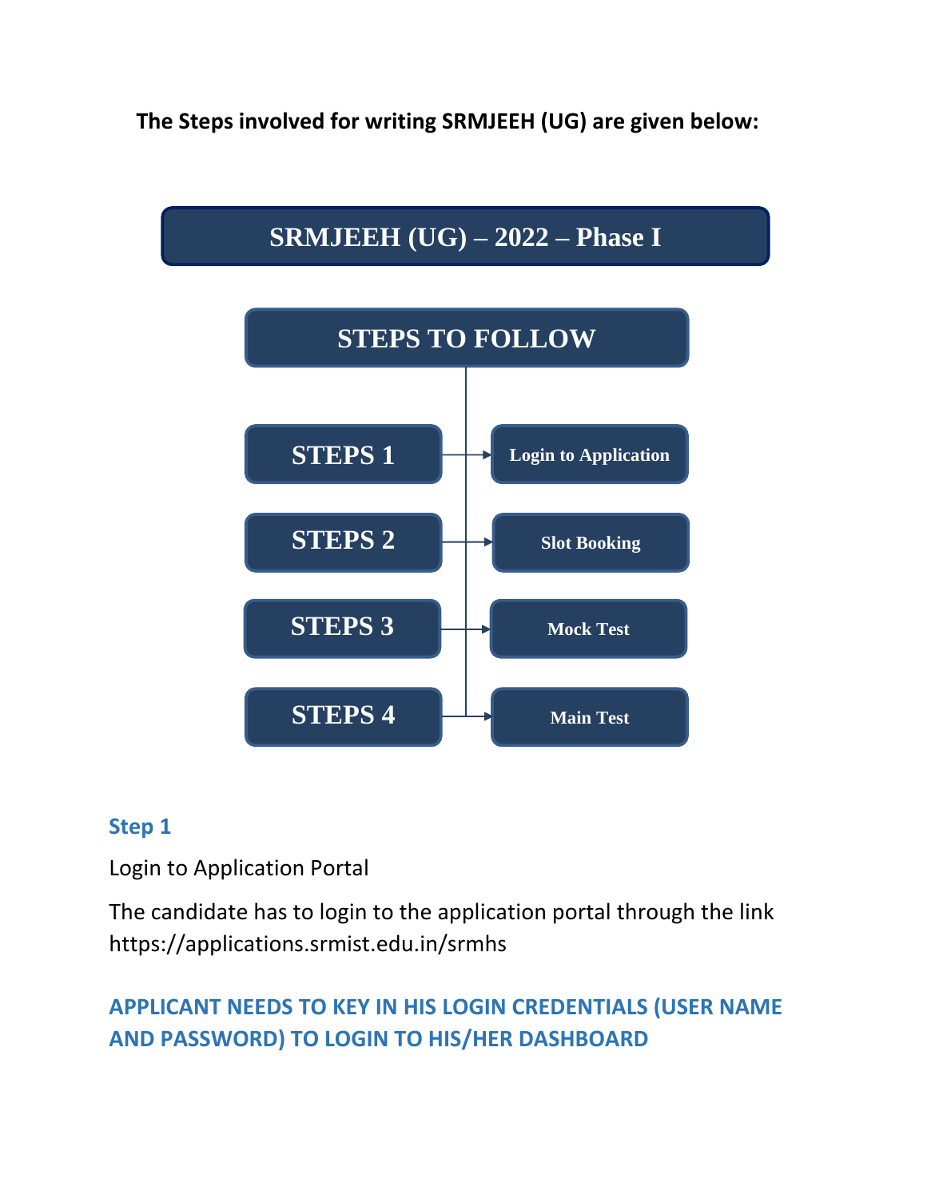**The Steps involved for writing SRMJEEH (UG) are given below:**

## SRMJEEH (UG) – 2022 – Phase I

### STEPS TO FOLLOW

| Step | Action |
| --- | --- |
| STEPS 1 | Login to Application |
| STEPS 2 | Slot Booking |
| STEPS 3 | Mock Test |
| STEPS 4 | Main Test |

### Step 1

Login to Application Portal

The candidate has to login to the application portal through the link https://applications.srmist.edu.in/srmhs

**APPLICANT NEEDS TO KEY IN HIS LOGIN CREDENTIALS (USER NAME AND PASSWORD) TO LOGIN TO HIS/HER DASHBOARD**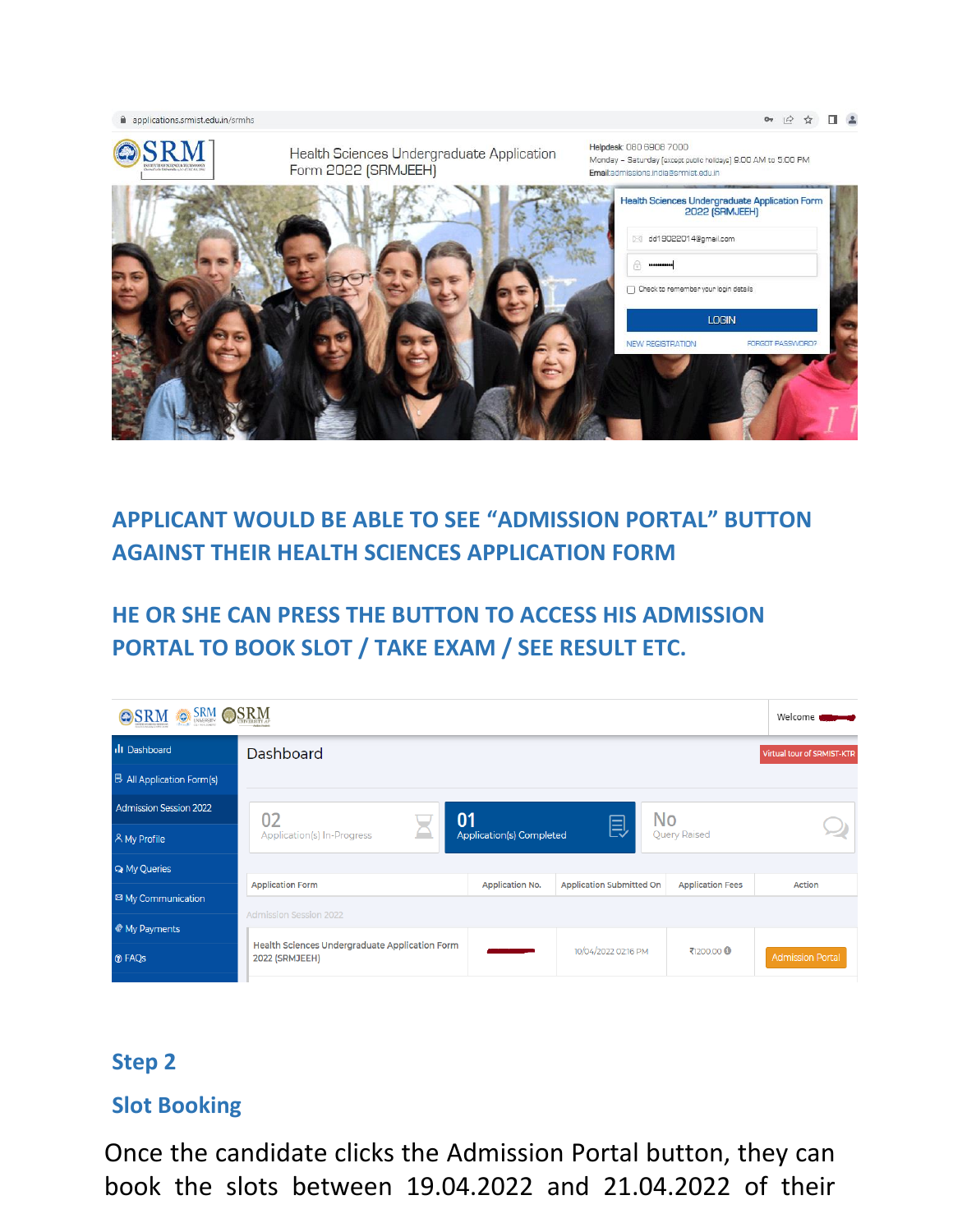APPLICANT WOULD BE ABLE TO SEE "ADMISSION PORTAL" BUTTON AGAINST THEIR HEALTH SCIENCES APPLICATION FORM

HE OR SHE CAN PRESS THE BUTTON TO ACCESS HIS ADMISSION PORTAL TO BOOK SLOT / TAKE EXAM / SEE RESULT ETC.

## Step 2

## Slot Booking

Once the candidate clicks the Admission Portal button, they can book the slots between 19.04.2022 and 21.04.2022 of their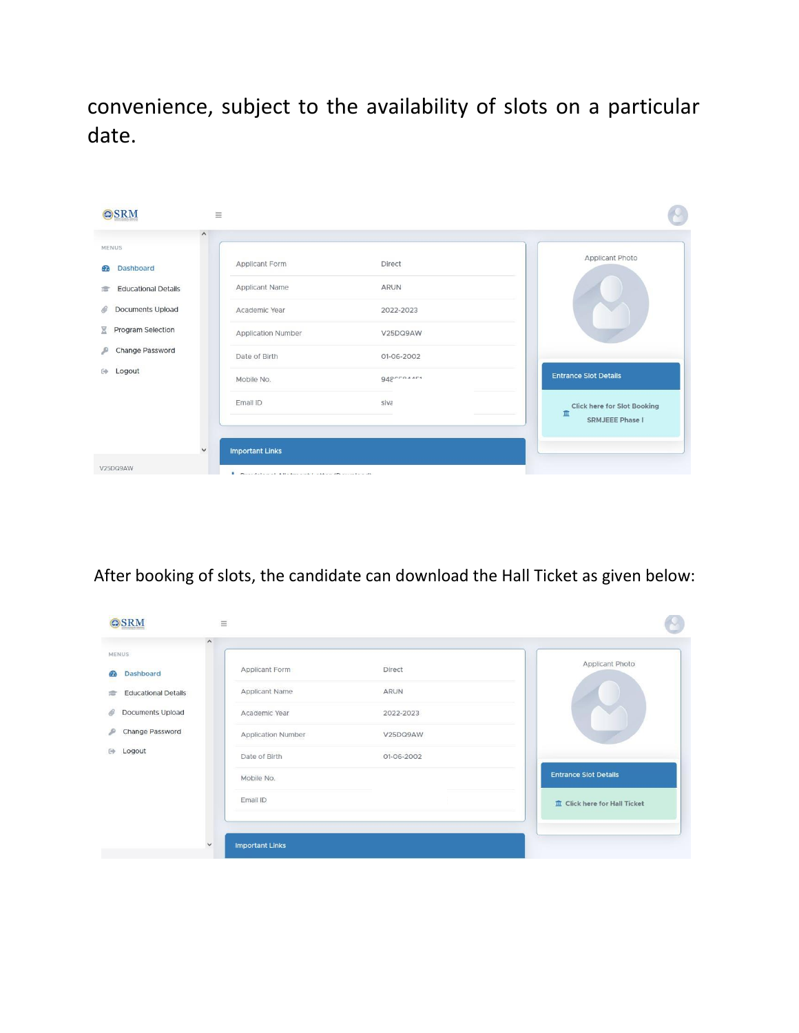convenience, subject to the availability of slots on a particular date.

After booking of slots, the candidate can download the Hall Ticket as given below: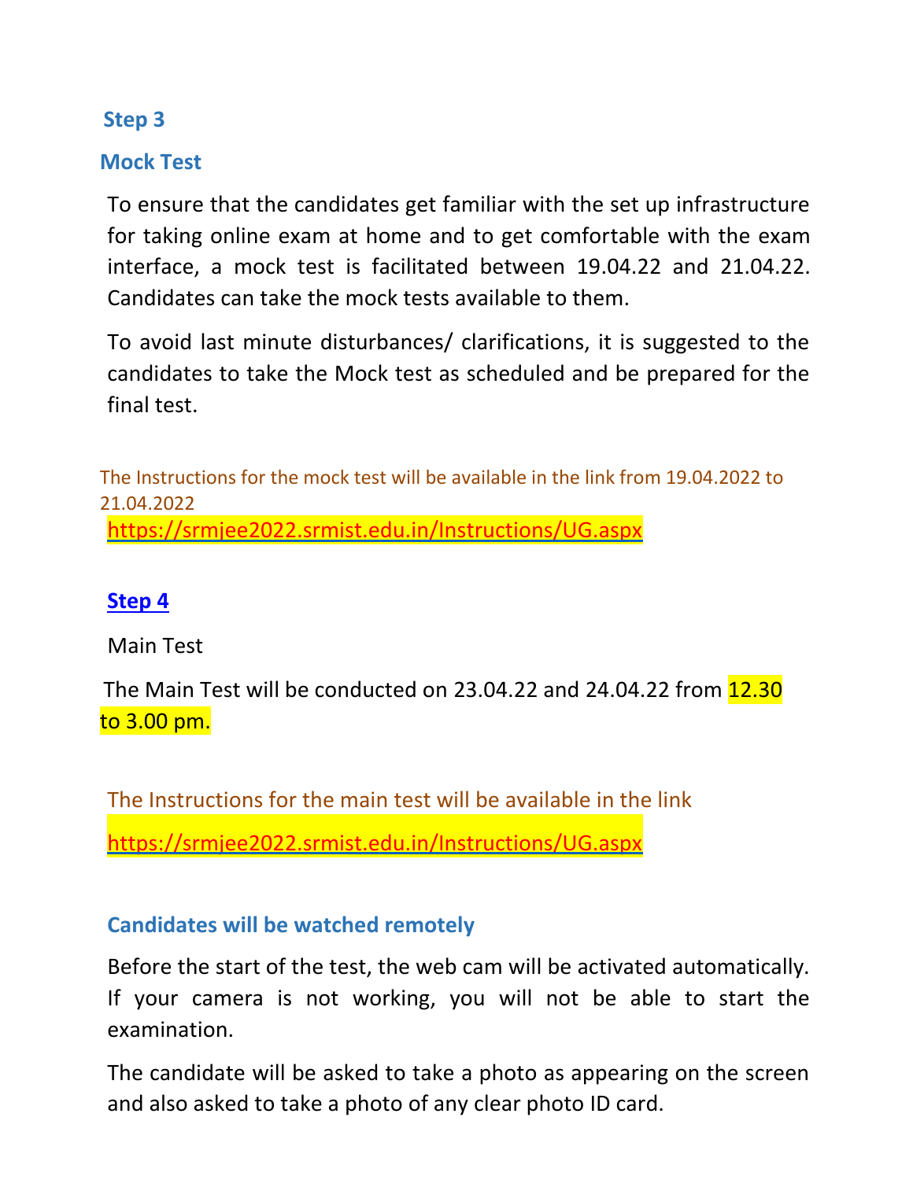### Step 3

### Mock Test

To ensure that the candidates get familiar with the set up infrastructure for taking online exam at home and to get comfortable with the exam interface, a mock test is facilitated between 19.04.22 and 21.04.22. Candidates can take the mock tests available to them.

To avoid last minute disturbances/ clarifications, it is suggested to the candidates to take the Mock test as scheduled and be prepared for the final test.

The Instructions for the mock test will be available in the link from 19.04.2022 to 21.04.2022

https://srmjee2022.srmist.edu.in/Instructions/UG.aspx

### Step 4

Main Test

The Main Test will be conducted on 23.04.22 and 24.04.22 from 12.30 to 3.00 pm.

The Instructions for the main test will be available in the link

https://srmjee2022.srmist.edu.in/Instructions/UG.aspx

### Candidates will be watched remotely

Before the start of the test, the web cam will be activated automatically. If your camera is not working, you will not be able to start the examination.

The candidate will be asked to take a photo as appearing on the screen and also asked to take a photo of any clear photo ID card.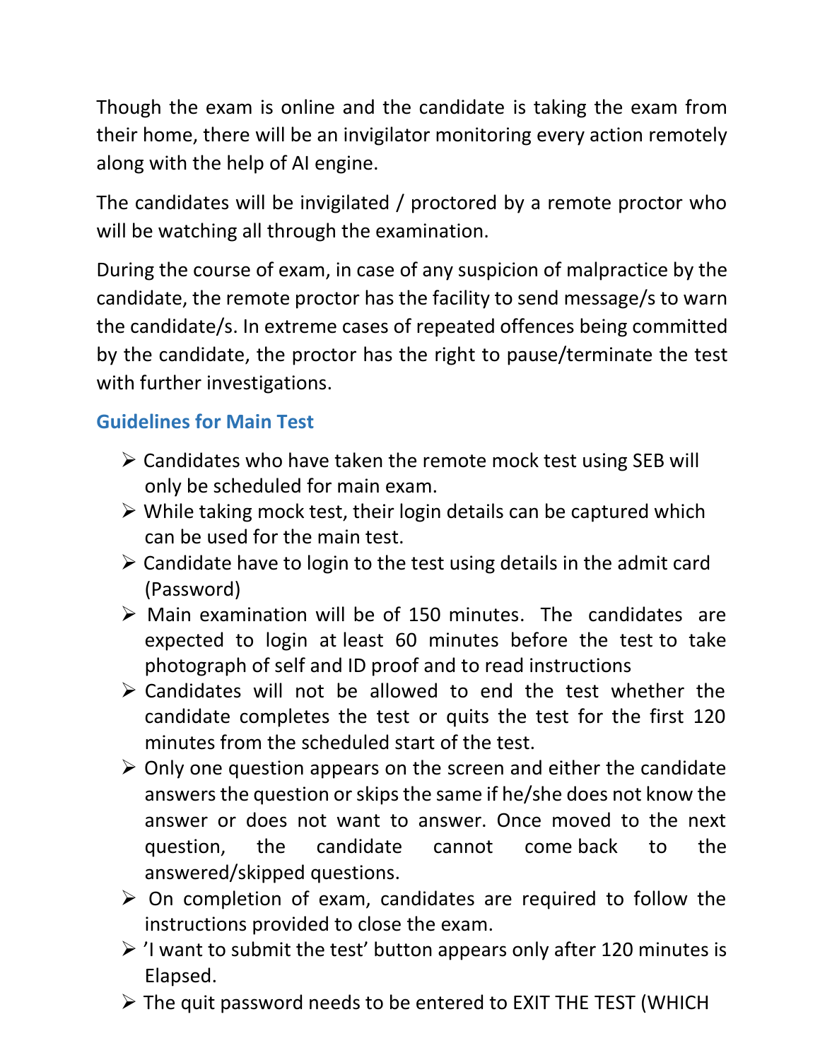Though the exam is online and the candidate is taking the exam from their home, there will be an invigilator monitoring every action remotely along with the help of AI engine.

The candidates will be invigilated / proctored by a remote proctor who will be watching all through the examination.

During the course of exam, in case of any suspicion of malpractice by the candidate, the remote proctor has the facility to send message/s to warn the candidate/s. In extreme cases of repeated offences being committed by the candidate, the proctor has the right to pause/terminate the test with further investigations.

### Guidelines for Main Test

- Candidates who have taken the remote mock test using SEB will only be scheduled for main exam.
- While taking mock test, their login details can be captured which can be used for the main test.
- Candidate have to login to the test using details in the admit card (Password)
- Main examination will be of 150 minutes. The candidates are expected to login at least 60 minutes before the test to take photograph of self and ID proof and to read instructions
- Candidates will not be allowed to end the test whether the candidate completes the test or quits the test for the first 120 minutes from the scheduled start of the test.
- Only one question appears on the screen and either the candidate answers the question or skips the same if he/she does not know the answer or does not want to answer. Once moved to the next question, the candidate cannot come back to the answered/skipped questions.
- On completion of exam, candidates are required to follow the instructions provided to close the exam.
- 'I want to submit the test' button appears only after 120 minutes is Elapsed.
- The quit password needs to be entered to EXIT THE TEST (WHICH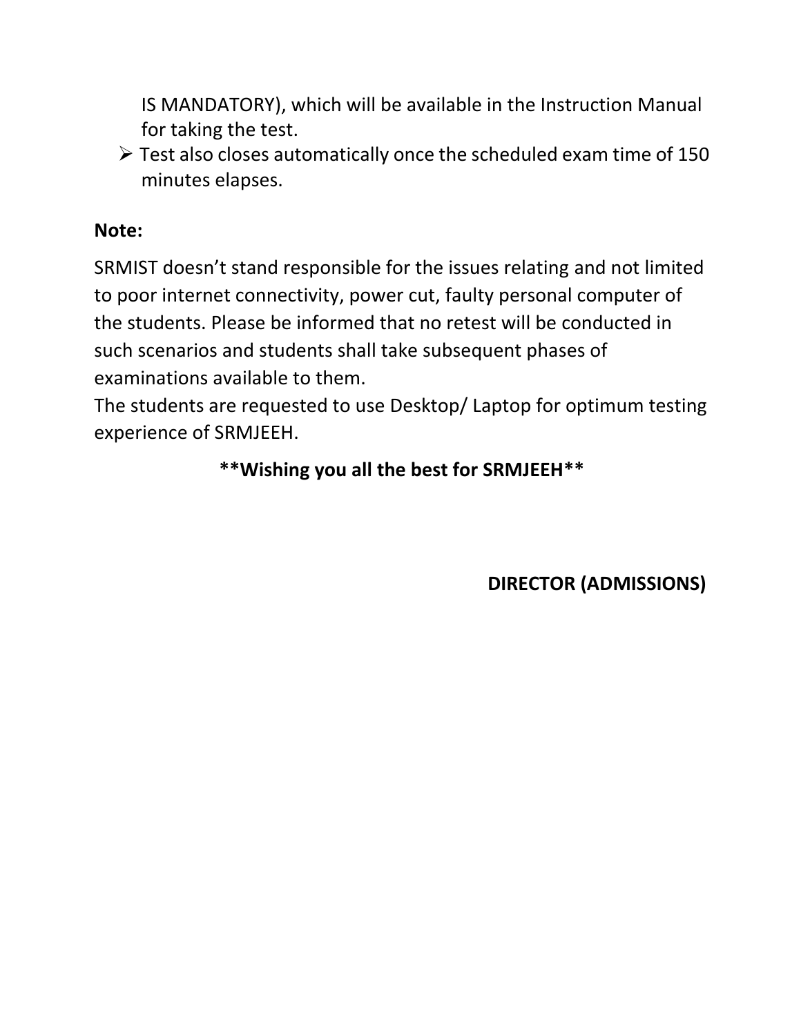IS MANDATORY), which will be available in the Instruction Manual for taking the test.

- Test also closes automatically once the scheduled exam time of 150 minutes elapses.

**Note:**

SRMIST doesn't stand responsible for the issues relating and not limited to poor internet connectivity, power cut, faulty personal computer of the students. Please be informed that no retest will be conducted in such scenarios and students shall take subsequent phases of examinations available to them.
The students are requested to use Desktop/ Laptop for optimum testing experience of SRMJEEH.

**\*\*Wishing you all the best for SRMJEEH\*\***

**DIRECTOR (ADMISSIONS)**